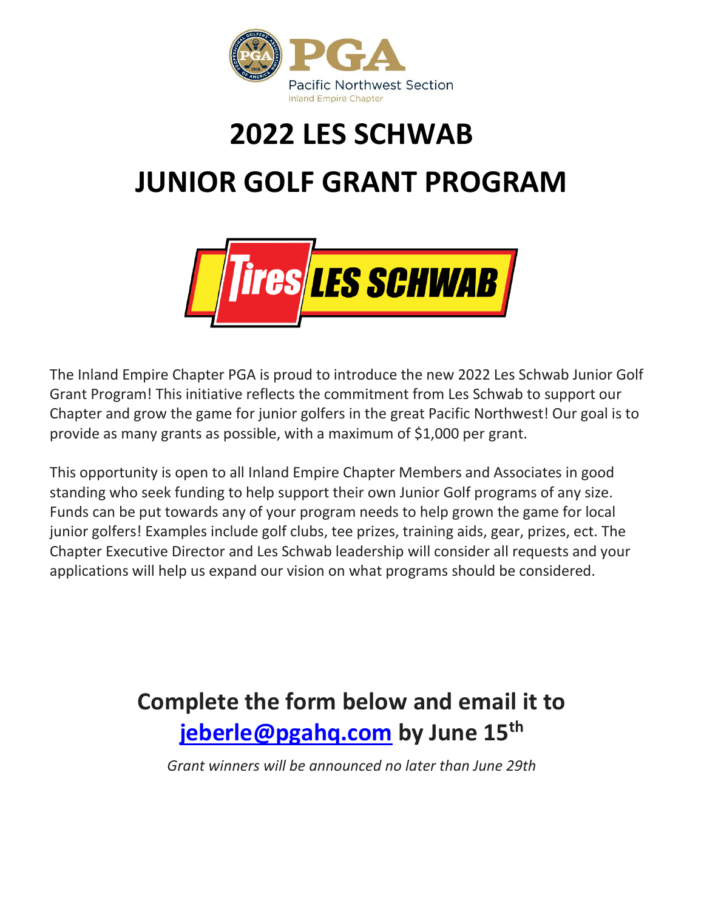PGA Pacific Northwest Section
Inland Empire Chapter

# 2022 LES SCHWAB

# JUNIOR GOLF GRANT PROGRAM

The Inland Empire Chapter PGA is proud to introduce the new 2022 Les Schwab Junior Golf Grant Program! This initiative reflects the commitment from Les Schwab to support our Chapter and grow the game for junior golfers in the great Pacific Northwest! Our goal is to provide as many grants as possible, with a maximum of $1,000 per grant.

This opportunity is open to all Inland Empire Chapter Members and Associates in good standing who seek funding to help support their own Junior Golf programs of any size. Funds can be put towards any of your program needs to help grown the game for local junior golfers! Examples include golf clubs, tee prizes, training aids, gear, prizes, ect. The Chapter Executive Director and Les Schwab leadership will consider all requests and your applications will help us expand our vision on what programs should be considered.

## Complete the form below and email it to [jeberle@pgahq.com](mailto:jeberle@pgahq.com) by June 15th

*Grant winners will be announced no later than June 29th*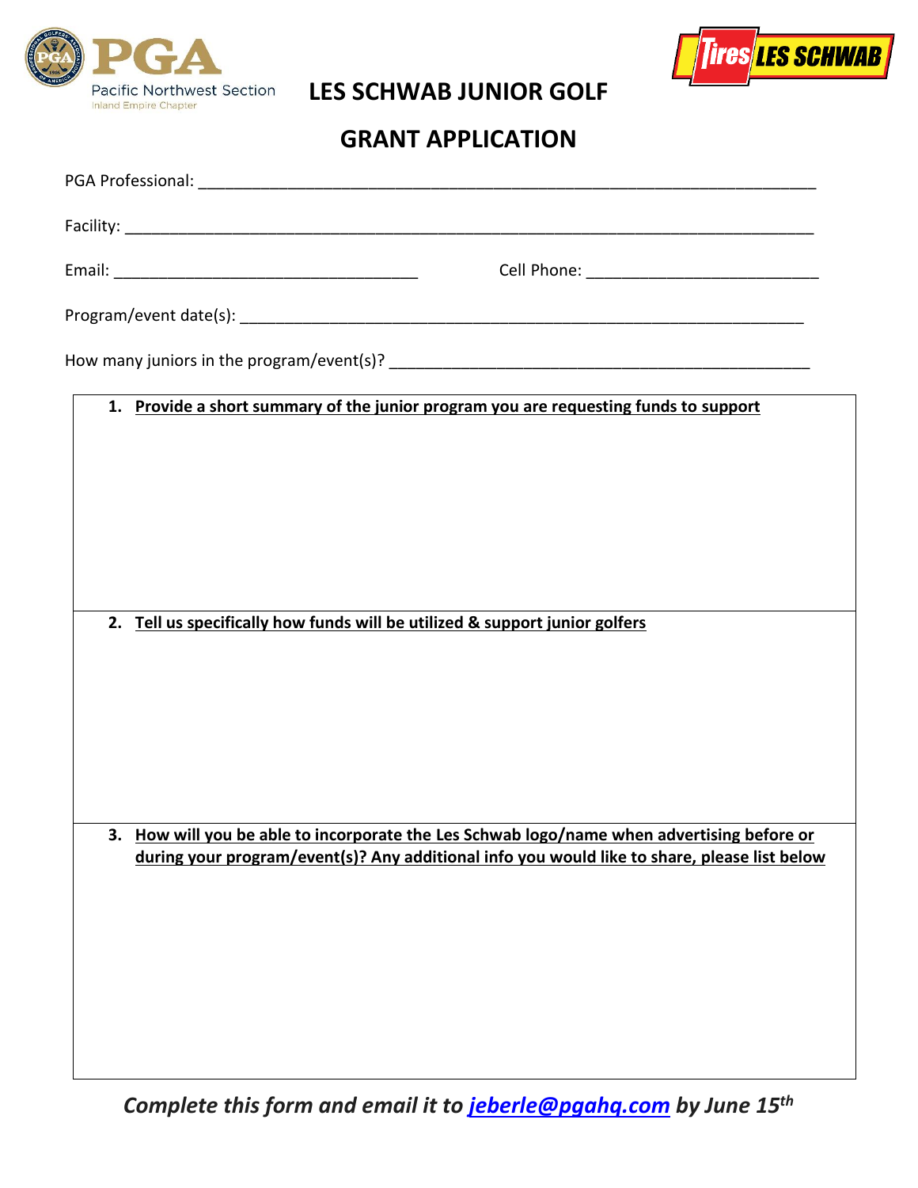# LES SCHWAB JUNIOR GOLF

# GRANT APPLICATION

PGA Professional: ______________________________________________________________________

Facility: __________________________________________________________________________

Email: ___________________________________ Cell Phone: __________________________

Program/event date(s): _______________________________________________________________

How many juniors in the program/event(s)? _______________________________________________

1. **Provide a short summary of the junior program you are requesting funds to support**

2. **Tell us specifically how funds will be utilized & support junior golfers**

3. **How will you be able to incorporate the Les Schwab logo/name when advertising before or during your program/event(s)? Any additional info you would like to share, please list below**

***Complete this form and email it to jeberle@pgahq.com by June 15th***